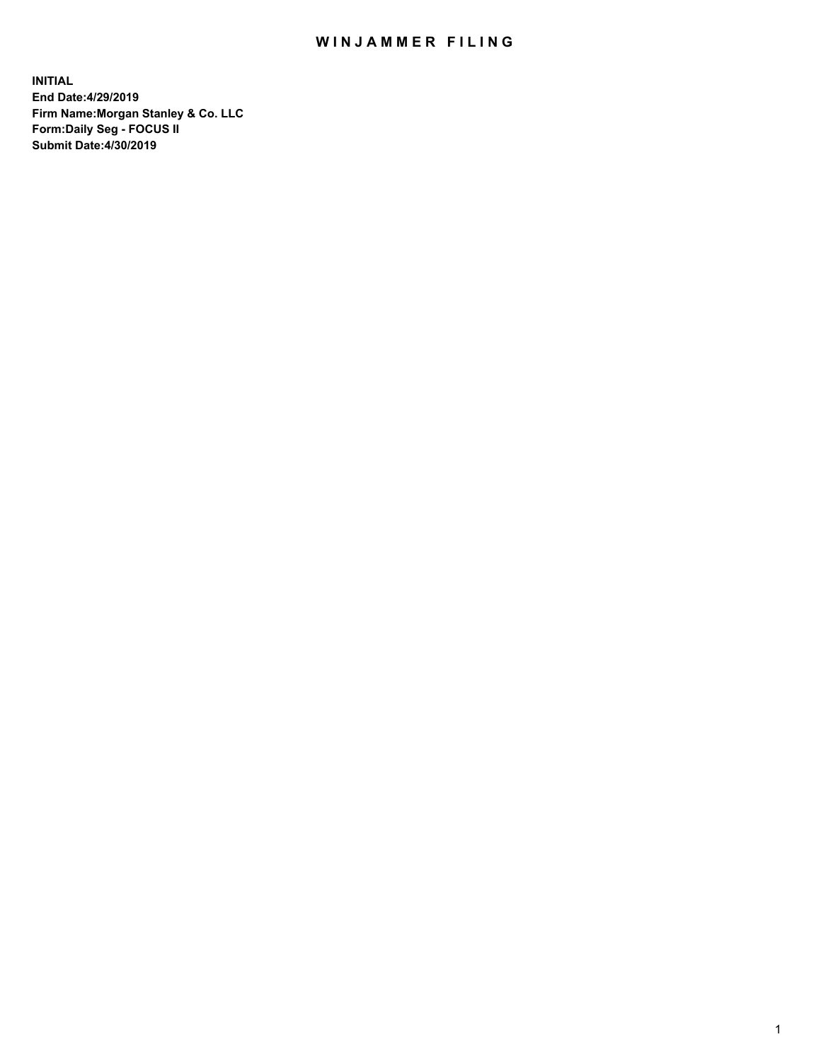# WINJAMMER FILING

**INITIAL**
**End Date:4/29/2019**
**Firm Name:Morgan Stanley & Co. LLC**
**Form:Daily Seg - FOCUS II**
**Submit Date:4/30/2019**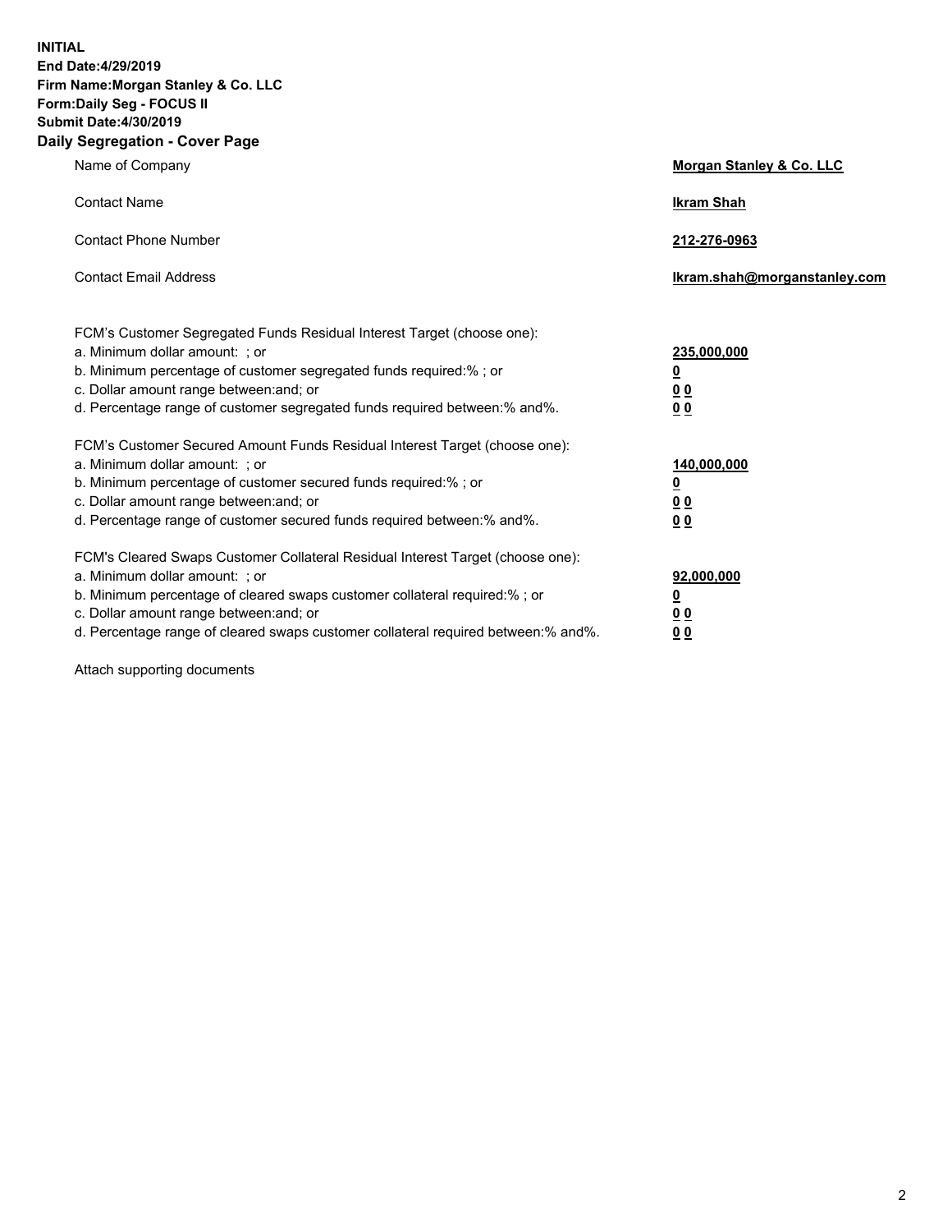**INITIAL**
**End Date:4/29/2019**
**Firm Name:Morgan Stanley & Co. LLC**
**Form:Daily Seg - FOCUS II**
**Submit Date:4/30/2019**
**Daily Segregation - Cover Page**

| | |
|---|---|
| Name of Company | **Morgan Stanley & Co. LLC** |
| Contact Name | **Ikram Shah** |
| Contact Phone Number | **212-276-0963** |
| Contact Email Address | **Ikram.shah@morganstanley.com** |

| | |
|---|---|
| FCM's Customer Segregated Funds Residual Interest Target (choose one): | |
| a. Minimum dollar amount: ; or | **235,000,000** |
| b. Minimum percentage of customer segregated funds required:% ; or | **0** |
| c. Dollar amount range between:and; or | **0 0** |
| d. Percentage range of customer segregated funds required between:% and%. | **0 0** |
| FCM's Customer Secured Amount Funds Residual Interest Target (choose one): | |
| a. Minimum dollar amount: ; or | **140,000,000** |
| b. Minimum percentage of customer secured funds required:% ; or | **0** |
| c. Dollar amount range between:and; or | **0 0** |
| d. Percentage range of customer secured funds required between:% and%. | **0 0** |
| FCM's Cleared Swaps Customer Collateral Residual Interest Target (choose one): | |
| a. Minimum dollar amount: ; or | **92,000,000** |
| b. Minimum percentage of cleared swaps customer collateral required:% ; or | **0** |
| c. Dollar amount range between:and; or | **0 0** |
| d. Percentage range of cleared swaps customer collateral required between:% and%. | **0 0** |

Attach supporting documents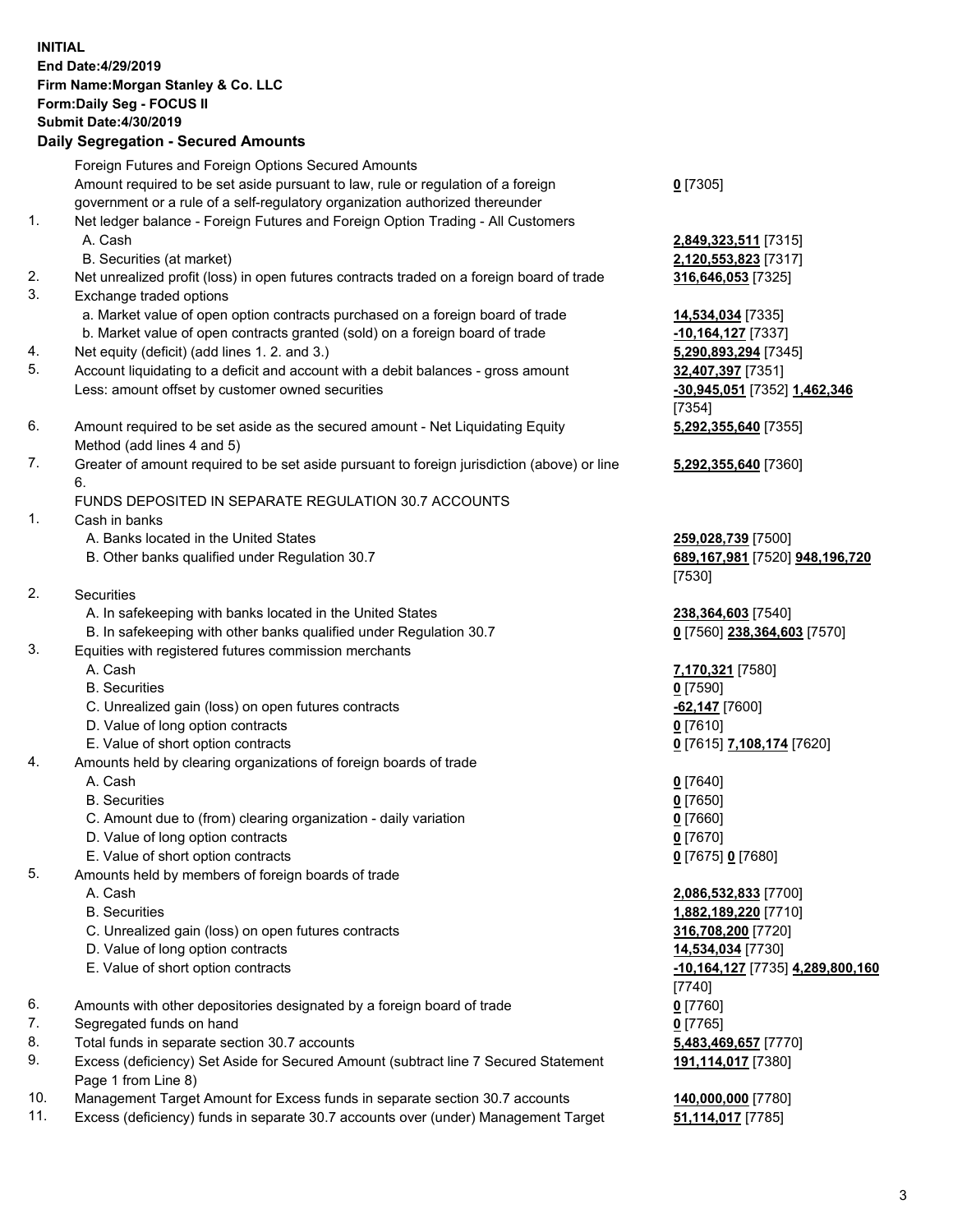**INITIAL**
**End Date:4/29/2019**
**Firm Name:Morgan Stanley & Co. LLC**
**Form:Daily Seg - FOCUS II**
**Submit Date:4/30/2019**

## Daily Segregation - Secured Amounts

| | | |
|---|---|---|
| | Foreign Futures and Foreign Options Secured Amounts | |
| | Amount required to be set aside pursuant to law, rule or regulation of a foreign government or a rule of a self-regulatory organization authorized thereunder | **0** [7305] |
| 1. | Net ledger balance - Foreign Futures and Foreign Option Trading - All Customers | |
| | A. Cash | **2,849,323,511** [7315] |
| | B. Securities (at market) | **2,120,553,823** [7317] |
| 2. | Net unrealized profit (loss) in open futures contracts traded on a foreign board of trade | **316,646,053** [7325] |
| 3. | Exchange traded options | |
| | a. Market value of open option contracts purchased on a foreign board of trade | **14,534,034** [7335] |
| | b. Market value of open contracts granted (sold) on a foreign board of trade | **-10,164,127** [7337] |
| 4. | Net equity (deficit) (add lines 1. 2. and 3.) | **5,290,893,294** [7345] |
| 5. | Account liquidating to a deficit and account with a debit balances - gross amount | **32,407,397** [7351] |
| | Less: amount offset by customer owned securities | **-30,945,051** [7352] **1,462,346** [7354] |
| 6. | Amount required to be set aside as the secured amount - Net Liquidating Equity Method (add lines 4 and 5) | **5,292,355,640** [7355] |
| 7. | Greater of amount required to be set aside pursuant to foreign jurisdiction (above) or line 6. | **5,292,355,640** [7360] |
| | FUNDS DEPOSITED IN SEPARATE REGULATION 30.7 ACCOUNTS | |
| 1. | Cash in banks | |
| | A. Banks located in the United States | **259,028,739** [7500] |
| | B. Other banks qualified under Regulation 30.7 | **689,167,981** [7520] **948,196,720** [7530] |
| 2. | Securities | |
| | A. In safekeeping with banks located in the United States | **238,364,603** [7540] |
| | B. In safekeeping with other banks qualified under Regulation 30.7 | **0** [7560] **238,364,603** [7570] |
| 3. | Equities with registered futures commission merchants | |
| | A. Cash | **7,170,321** [7580] |
| | B. Securities | **0** [7590] |
| | C. Unrealized gain (loss) on open futures contracts | **-62,147** [7600] |
| | D. Value of long option contracts | **0** [7610] |
| | E. Value of short option contracts | **0** [7615] **7,108,174** [7620] |
| 4. | Amounts held by clearing organizations of foreign boards of trade | |
| | A. Cash | **0** [7640] |
| | B. Securities | **0** [7650] |
| | C. Amount due to (from) clearing organization - daily variation | **0** [7660] |
| | D. Value of long option contracts | **0** [7670] |
| | E. Value of short option contracts | **0** [7675] **0** [7680] |
| 5. | Amounts held by members of foreign boards of trade | |
| | A. Cash | **2,086,532,833** [7700] |
| | B. Securities | **1,882,189,220** [7710] |
| | C. Unrealized gain (loss) on open futures contracts | **316,708,200** [7720] |
| | D. Value of long option contracts | **14,534,034** [7730] |
| | E. Value of short option contracts | **-10,164,127** [7735] **4,289,800,160** [7740] |
| 6. | Amounts with other depositories designated by a foreign board of trade | **0** [7760] |
| 7. | Segregated funds on hand | **0** [7765] |
| 8. | Total funds in separate section 30.7 accounts | **5,483,469,657** [7770] |
| 9. | Excess (deficiency) Set Aside for Secured Amount (subtract line 7 Secured Statement Page 1 from Line 8) | **191,114,017** [7380] |
| 10. | Management Target Amount for Excess funds in separate section 30.7 accounts | **140,000,000** [7780] |
| 11. | Excess (deficiency) funds in separate 30.7 accounts over (under) Management Target | **51,114,017** [7785] |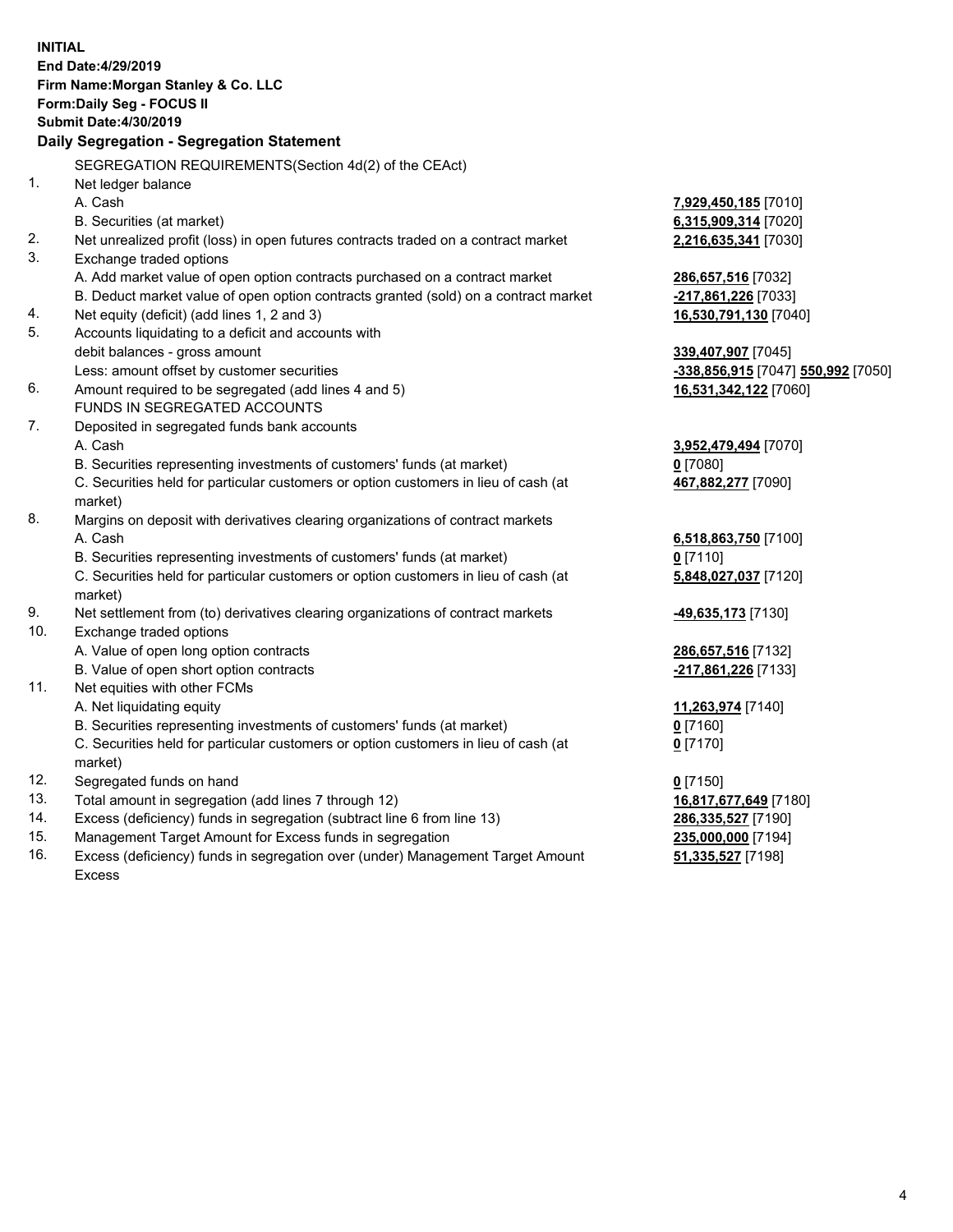**INITIAL**
**End Date:4/29/2019**
**Firm Name:Morgan Stanley & Co. LLC**
**Form:Daily Seg - FOCUS II**
**Submit Date:4/30/2019**

## Daily Segregation - Segregation Statement

| | | |
|---|---|---|
| | SEGREGATION REQUIREMENTS(Section 4d(2) of the CEAct) | |
| 1. | Net ledger balance | |
| | A. Cash | **7,929,450,185** [7010] |
| | B. Securities (at market) | **6,315,909,314** [7020] |
| 2. | Net unrealized profit (loss) in open futures contracts traded on a contract market | **2,216,635,341** [7030] |
| 3. | Exchange traded options | |
| | A. Add market value of open option contracts purchased on a contract market | **286,657,516** [7032] |
| | B. Deduct market value of open option contracts granted (sold) on a contract market | **-217,861,226** [7033] |
| 4. | Net equity (deficit) (add lines 1, 2 and 3) | **16,530,791,130** [7040] |
| 5. | Accounts liquidating to a deficit and accounts with debit balances - gross amount | **339,407,907** [7045] |
| | Less: amount offset by customer securities | **-338,856,915** [7047] **550,992** [7050] |
| 6. | Amount required to be segregated (add lines 4 and 5) | **16,531,342,122** [7060] |
| | FUNDS IN SEGREGATED ACCOUNTS | |
| 7. | Deposited in segregated funds bank accounts | |
| | A. Cash | **3,952,479,494** [7070] |
| | B. Securities representing investments of customers' funds (at market) | **0** [7080] |
| | C. Securities held for particular customers or option customers in lieu of cash (at market) | **467,882,277** [7090] |
| 8. | Margins on deposit with derivatives clearing organizations of contract markets | |
| | A. Cash | **6,518,863,750** [7100] |
| | B. Securities representing investments of customers' funds (at market) | **0** [7110] |
| | C. Securities held for particular customers or option customers in lieu of cash (at market) | **5,848,027,037** [7120] |
| 9. | Net settlement from (to) derivatives clearing organizations of contract markets | **-49,635,173** [7130] |
| 10. | Exchange traded options | |
| | A. Value of open long option contracts | **286,657,516** [7132] |
| | B. Value of open short option contracts | **-217,861,226** [7133] |
| 11. | Net equities with other FCMs | |
| | A. Net liquidating equity | **11,263,974** [7140] |
| | B. Securities representing investments of customers' funds (at market) | **0** [7160] |
| | C. Securities held for particular customers or option customers in lieu of cash (at market) | **0** [7170] |
| 12. | Segregated funds on hand | **0** [7150] |
| 13. | Total amount in segregation (add lines 7 through 12) | **16,817,677,649** [7180] |
| 14. | Excess (deficiency) funds in segregation (subtract line 6 from line 13) | **286,335,527** [7190] |
| 15. | Management Target Amount for Excess funds in segregation | **235,000,000** [7194] |
| 16. | Excess (deficiency) funds in segregation over (under) Management Target Amount Excess | **51,335,527** [7198] |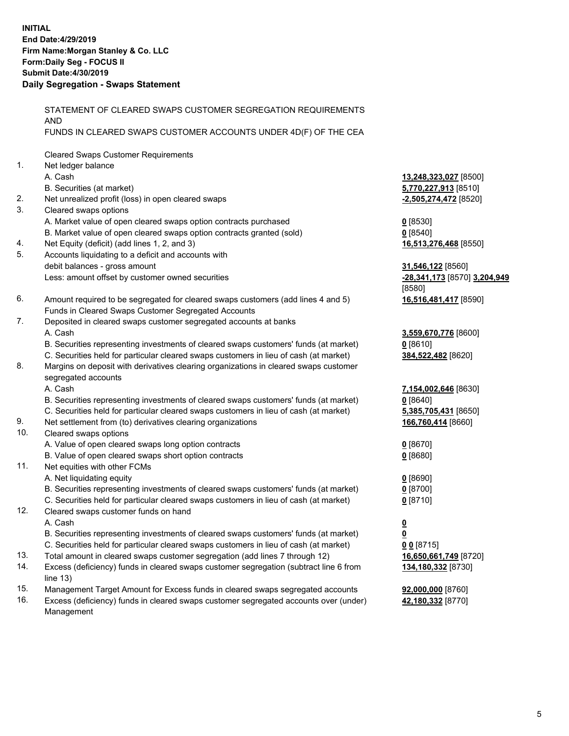**INITIAL**
**End Date:4/29/2019**
**Firm Name:Morgan Stanley & Co. LLC**
**Form:Daily Seg - FOCUS II**
**Submit Date:4/30/2019**
**Daily Segregation - Swaps Statement**

STATEMENT OF CLEARED SWAPS CUSTOMER SEGREGATION REQUIREMENTS AND FUNDS IN CLEARED SWAPS CUSTOMER ACCOUNTS UNDER 4D(F) OF THE CEA

| | | |
|---|---|---|
| | Cleared Swaps Customer Requirements | |
| 1. | Net ledger balance | |
| | A. Cash | **13,248,323,027** [8500] |
| | B. Securities (at market) | **5,770,227,913** [8510] |
| 2. | Net unrealized profit (loss) in open cleared swaps | **-2,505,274,472** [8520] |
| 3. | Cleared swaps options | |
| | A. Market value of open cleared swaps option contracts purchased | **0** [8530] |
| | B. Market value of open cleared swaps option contracts granted (sold) | **0** [8540] |
| 4. | Net Equity (deficit) (add lines 1, 2, and 3) | **16,513,276,468** [8550] |
| 5. | Accounts liquidating to a deficit and accounts with debit balances - gross amount | **31,546,122** [8560] |
| | Less: amount offset by customer owned securities | **-28,341,173** [8570] **3,204,949** [8580] |
| 6. | Amount required to be segregated for cleared swaps customers (add lines 4 and 5) | **16,516,481,417** [8590] |
| | Funds in Cleared Swaps Customer Segregated Accounts | |
| 7. | Deposited in cleared swaps customer segregated accounts at banks | |
| | A. Cash | **3,559,670,776** [8600] |
| | B. Securities representing investments of cleared swaps customers' funds (at market) | **0** [8610] |
| | C. Securities held for particular cleared swaps customers in lieu of cash (at market) | **384,522,482** [8620] |
| 8. | Margins on deposit with derivatives clearing organizations in cleared swaps customer segregated accounts | |
| | A. Cash | **7,154,002,646** [8630] |
| | B. Securities representing investments of cleared swaps customers' funds (at market) | **0** [8640] |
| | C. Securities held for particular cleared swaps customers in lieu of cash (at market) | **5,385,705,431** [8650] |
| 9. | Net settlement from (to) derivatives clearing organizations | **166,760,414** [8660] |
| 10. | Cleared swaps options | |
| | A. Value of open cleared swaps long option contracts | **0** [8670] |
| | B. Value of open cleared swaps short option contracts | **0** [8680] |
| 11. | Net equities with other FCMs | |
| | A. Net liquidating equity | **0** [8690] |
| | B. Securities representing investments of cleared swaps customers' funds (at market) | **0** [8700] |
| | C. Securities held for particular cleared swaps customers in lieu of cash (at market) | **0** [8710] |
| 12. | Cleared swaps customer funds on hand | |
| | A. Cash | **0** |
| | B. Securities representing investments of cleared swaps customers' funds (at market) | **0** |
| | C. Securities held for particular cleared swaps customers in lieu of cash (at market) | **0** **0** [8715] |
| 13. | Total amount in cleared swaps customer segregation (add lines 7 through 12) | **16,650,661,749** [8720] |
| 14. | Excess (deficiency) funds in cleared swaps customer segregation (subtract line 6 from line 13) | **134,180,332** [8730] |
| 15. | Management Target Amount for Excess funds in cleared swaps segregated accounts | **92,000,000** [8760] |
| 16. | Excess (deficiency) funds in cleared swaps customer segregated accounts over (under) Management | **42,180,332** [8770] |